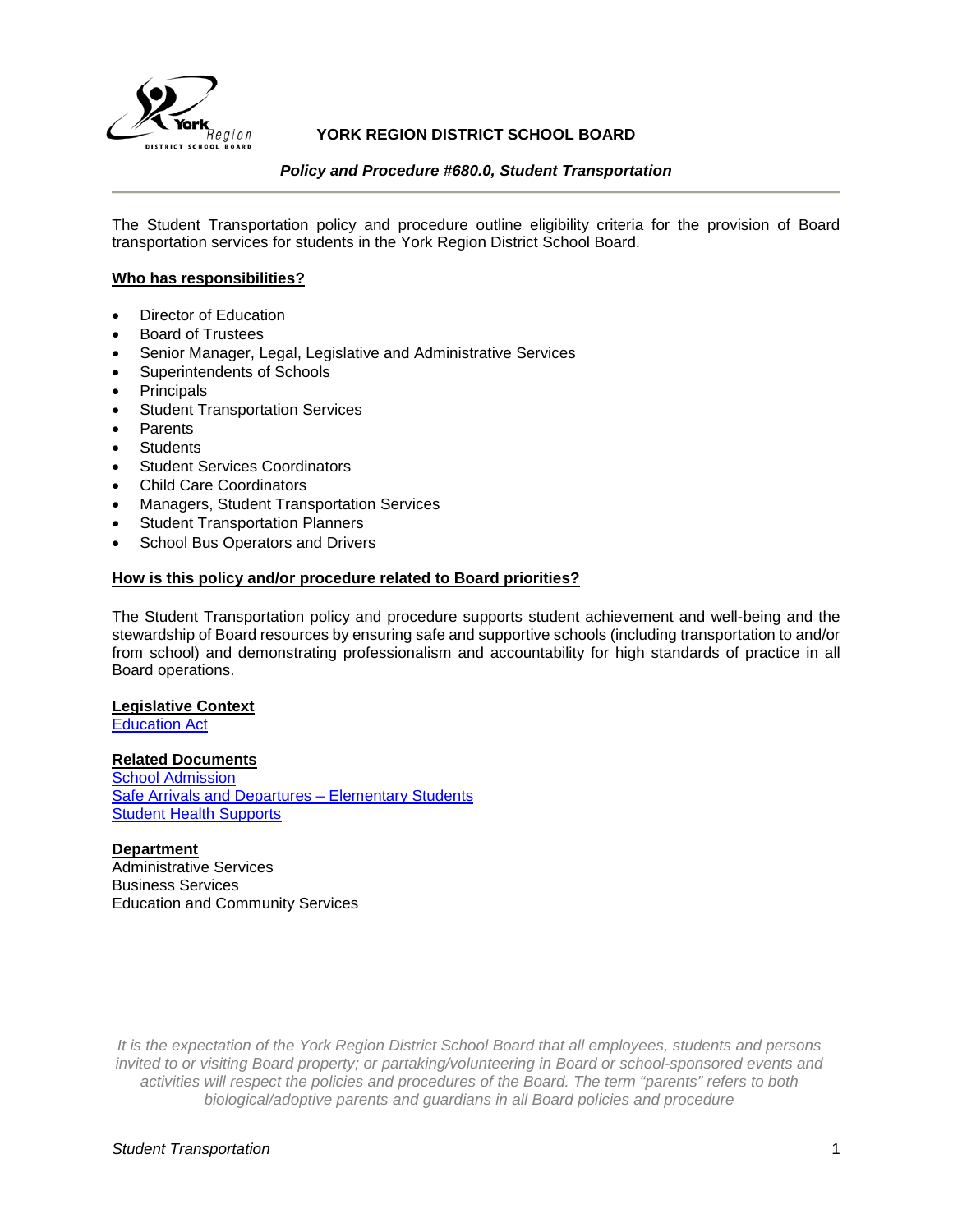# YORK REGION DISTRICT SCHOOL BOARD

***Policy and Procedure #680.0, Student Transportation***

The Student Transportation policy and procedure outline eligibility criteria for the provision of Board transportation services for students in the York Region District School Board.

## Who has responsibilities?

- Director of Education
- Board of Trustees
- Senior Manager, Legal, Legislative and Administrative Services
- Superintendents of Schools
- Principals
- Student Transportation Services
- Parents
- Students
- Student Services Coordinators
- Child Care Coordinators
- Managers, Student Transportation Services
- Student Transportation Planners
- School Bus Operators and Drivers

## How is this policy and/or procedure related to Board priorities?

The Student Transportation policy and procedure supports student achievement and well-being and the stewardship of Board resources by ensuring safe and supportive schools (including transportation to and/or from school) and demonstrating professionalism and accountability for high standards of practice in all Board operations.

**Legislative Context**
Education Act

**Related Documents**
School Admission
Safe Arrivals and Departures – Elementary Students
Student Health Supports

**Department**
Administrative Services
Business Services
Education and Community Services

*It is the expectation of the York Region District School Board that all employees, students and persons invited to or visiting Board property; or partaking/volunteering in Board or school-sponsored events and activities will respect the policies and procedures of the Board. The term "parents" refers to both biological/adoptive parents and guardians in all Board policies and procedure*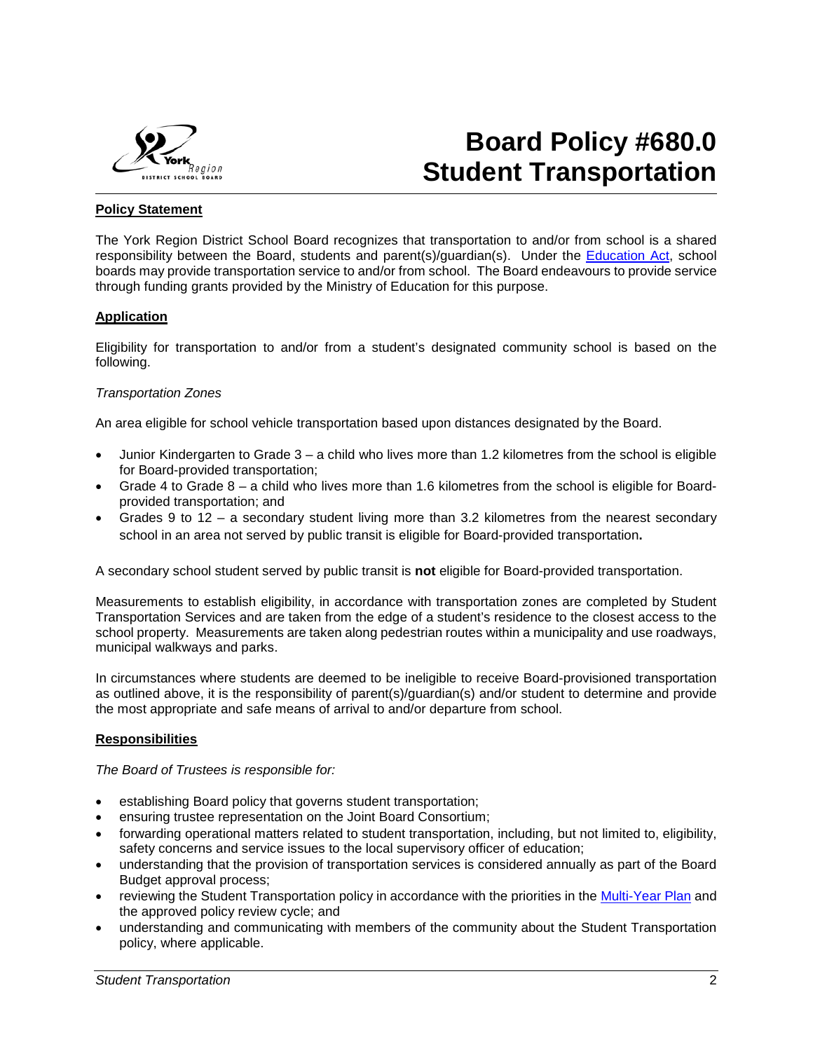# Board Policy #680.0 Student Transportation

## Policy Statement

The York Region District School Board recognizes that transportation to and/or from school is a shared responsibility between the Board, students and parent(s)/guardian(s). Under the Education Act, school boards may provide transportation service to and/or from school. The Board endeavours to provide service through funding grants provided by the Ministry of Education for this purpose.

## Application

Eligibility for transportation to and/or from a student's designated community school is based on the following.

*Transportation Zones*

An area eligible for school vehicle transportation based upon distances designated by the Board.

- Junior Kindergarten to Grade 3 – a child who lives more than 1.2 kilometres from the school is eligible for Board-provided transportation;
- Grade 4 to Grade 8 – a child who lives more than 1.6 kilometres from the school is eligible for Board-provided transportation; and
- Grades 9 to 12 – a secondary student living more than 3.2 kilometres from the nearest secondary school in an area not served by public transit is eligible for Board-provided transportation**.**

A secondary school student served by public transit is **not** eligible for Board-provided transportation.

Measurements to establish eligibility, in accordance with transportation zones are completed by Student Transportation Services and are taken from the edge of a student's residence to the closest access to the school property. Measurements are taken along pedestrian routes within a municipality and use roadways, municipal walkways and parks.

In circumstances where students are deemed to be ineligible to receive Board-provisioned transportation as outlined above, it is the responsibility of parent(s)/guardian(s) and/or student to determine and provide the most appropriate and safe means of arrival to and/or departure from school.

## Responsibilities

*The Board of Trustees is responsible for:*

- establishing Board policy that governs student transportation;
- ensuring trustee representation on the Joint Board Consortium;
- forwarding operational matters related to student transportation, including, but not limited to, eligibility, safety concerns and service issues to the local supervisory officer of education;
- understanding that the provision of transportation services is considered annually as part of the Board Budget approval process;
- reviewing the Student Transportation policy in accordance with the priorities in the Multi-Year Plan and the approved policy review cycle; and
- understanding and communicating with members of the community about the Student Transportation policy, where applicable.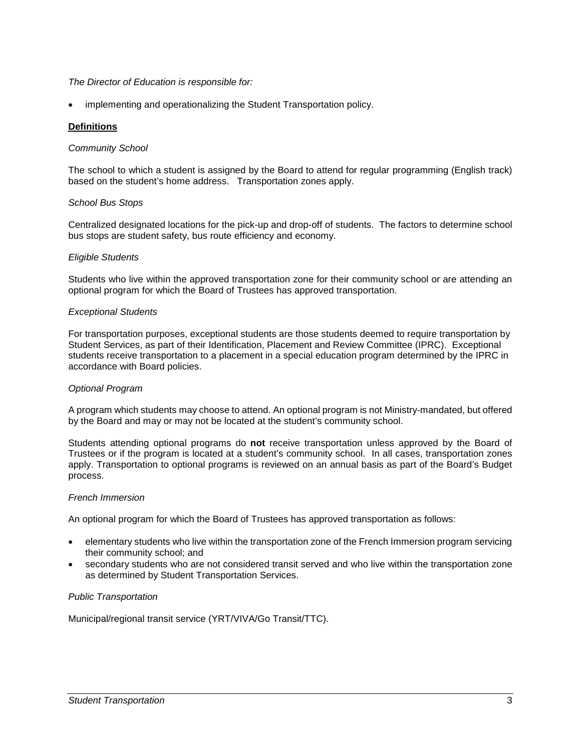*The Director of Education is responsible for:*

- implementing and operationalizing the Student Transportation policy.

## **Definitions**

*Community School*

The school to which a student is assigned by the Board to attend for regular programming (English track) based on the student's home address. Transportation zones apply.

*School Bus Stops*

Centralized designated locations for the pick-up and drop-off of students. The factors to determine school bus stops are student safety, bus route efficiency and economy.

*Eligible Students*

Students who live within the approved transportation zone for their community school or are attending an optional program for which the Board of Trustees has approved transportation.

*Exceptional Students*

For transportation purposes, exceptional students are those students deemed to require transportation by Student Services, as part of their Identification, Placement and Review Committee (IPRC). Exceptional students receive transportation to a placement in a special education program determined by the IPRC in accordance with Board policies.

*Optional Program*

A program which students may choose to attend. An optional program is not Ministry-mandated, but offered by the Board and may or may not be located at the student's community school.

Students attending optional programs do **not** receive transportation unless approved by the Board of Trustees or if the program is located at a student's community school. In all cases, transportation zones apply. Transportation to optional programs is reviewed on an annual basis as part of the Board's Budget process.

*French Immersion*

An optional program for which the Board of Trustees has approved transportation as follows:

- elementary students who live within the transportation zone of the French Immersion program servicing their community school; and
- secondary students who are not considered transit served and who live within the transportation zone as determined by Student Transportation Services.

*Public Transportation*

Municipal/regional transit service (YRT/VIVA/Go Transit/TTC).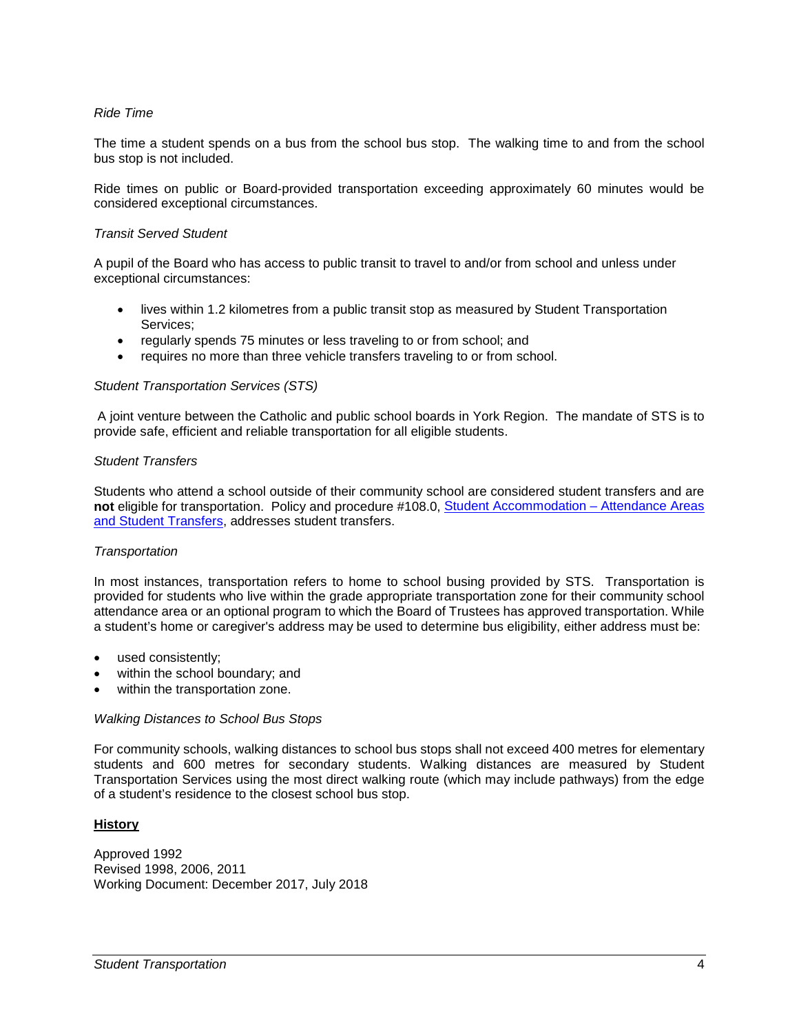*Ride Time*

The time a student spends on a bus from the school bus stop. The walking time to and from the school bus stop is not included.

Ride times on public or Board-provided transportation exceeding approximately 60 minutes would be considered exceptional circumstances.

*Transit Served Student*

A pupil of the Board who has access to public transit to travel to and/or from school and unless under exceptional circumstances:

- lives within 1.2 kilometres from a public transit stop as measured by Student Transportation Services;
- regularly spends 75 minutes or less traveling to or from school; and
- requires no more than three vehicle transfers traveling to or from school.

*Student Transportation Services (STS)*

A joint venture between the Catholic and public school boards in York Region. The mandate of STS is to provide safe, efficient and reliable transportation for all eligible students.

*Student Transfers*

Students who attend a school outside of their community school are considered student transfers and are **not** eligible for transportation. Policy and procedure #108.0, [Student Accommodation – Attendance Areas and Student Transfers](), addresses student transfers.

*Transportation*

In most instances, transportation refers to home to school busing provided by STS. Transportation is provided for students who live within the grade appropriate transportation zone for their community school attendance area or an optional program to which the Board of Trustees has approved transportation. While a student's home or caregiver's address may be used to determine bus eligibility, either address must be:

- used consistently;
- within the school boundary; and
- within the transportation zone.

*Walking Distances to School Bus Stops*

For community schools, walking distances to school bus stops shall not exceed 400 metres for elementary students and 600 metres for secondary students. Walking distances are measured by Student Transportation Services using the most direct walking route (which may include pathways) from the edge of a student's residence to the closest school bus stop.

## History

Approved 1992
Revised 1998, 2006, 2011
Working Document: December 2017, July 2018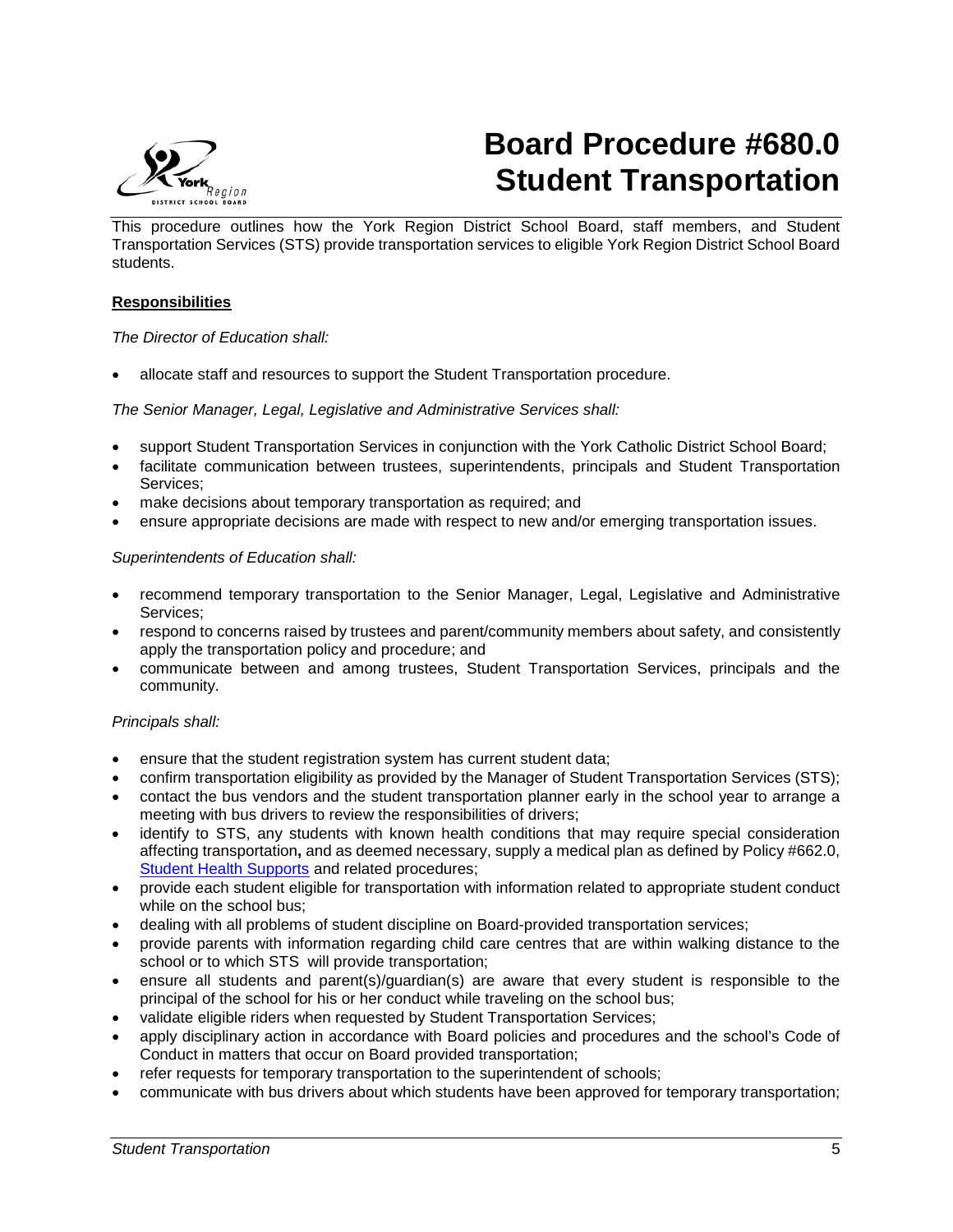# Board Procedure #680.0 Student Transportation

This procedure outlines how the York Region District School Board, staff members, and Student Transportation Services (STS) provide transportation services to eligible York Region District School Board students.

**Responsibilities**

*The Director of Education shall:*

- allocate staff and resources to support the Student Transportation procedure.

*The Senior Manager, Legal, Legislative and Administrative Services shall:*

- support Student Transportation Services in conjunction with the York Catholic District School Board;
- facilitate communication between trustees, superintendents, principals and Student Transportation Services;
- make decisions about temporary transportation as required; and
- ensure appropriate decisions are made with respect to new and/or emerging transportation issues.

*Superintendents of Education shall:*

- recommend temporary transportation to the Senior Manager, Legal, Legislative and Administrative Services;
- respond to concerns raised by trustees and parent/community members about safety, and consistently apply the transportation policy and procedure; and
- communicate between and among trustees, Student Transportation Services, principals and the community.

*Principals shall:*

- ensure that the student registration system has current student data;
- confirm transportation eligibility as provided by the Manager of Student Transportation Services (STS);
- contact the bus vendors and the student transportation planner early in the school year to arrange a meeting with bus drivers to review the responsibilities of drivers;
- identify to STS, any students with known health conditions that may require special consideration affecting transportation**,** and as deemed necessary, supply a medical plan as defined by Policy #662.0, Student Health Supports and related procedures;
- provide each student eligible for transportation with information related to appropriate student conduct while on the school bus;
- dealing with all problems of student discipline on Board-provided transportation services;
- provide parents with information regarding child care centres that are within walking distance to the school or to which STS will provide transportation;
- ensure all students and parent(s)/guardian(s) are aware that every student is responsible to the principal of the school for his or her conduct while traveling on the school bus;
- validate eligible riders when requested by Student Transportation Services;
- apply disciplinary action in accordance with Board policies and procedures and the school's Code of Conduct in matters that occur on Board provided transportation;
- refer requests for temporary transportation to the superintendent of schools;
- communicate with bus drivers about which students have been approved for temporary transportation;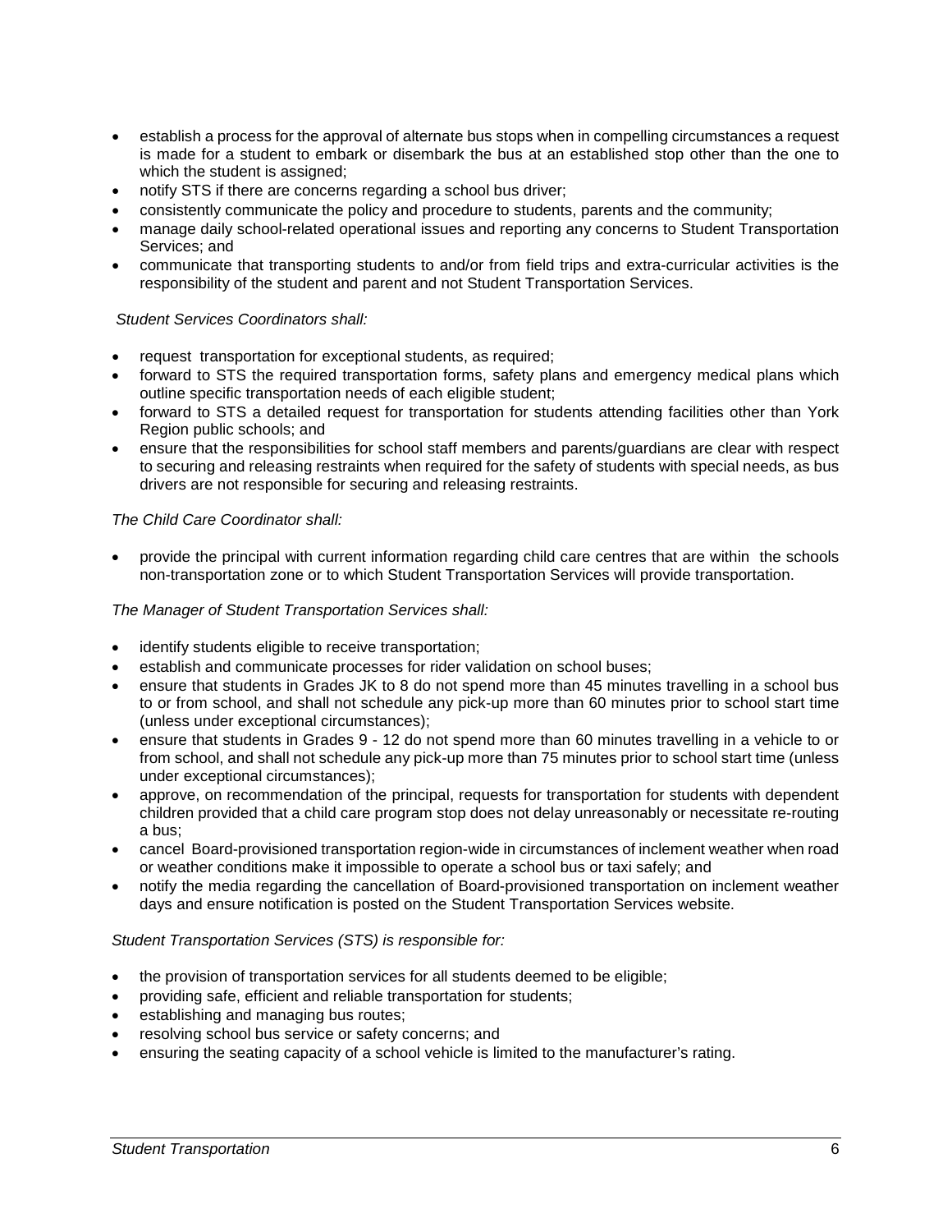- establish a process for the approval of alternate bus stops when in compelling circumstances a request is made for a student to embark or disembark the bus at an established stop other than the one to which the student is assigned;
- notify STS if there are concerns regarding a school bus driver;
- consistently communicate the policy and procedure to students, parents and the community;
- manage daily school-related operational issues and reporting any concerns to Student Transportation Services; and
- communicate that transporting students to and/or from field trips and extra-curricular activities is the responsibility of the student and parent and not Student Transportation Services.

*Student Services Coordinators shall:*

- request transportation for exceptional students, as required;
- forward to STS the required transportation forms, safety plans and emergency medical plans which outline specific transportation needs of each eligible student;
- forward to STS a detailed request for transportation for students attending facilities other than York Region public schools; and
- ensure that the responsibilities for school staff members and parents/guardians are clear with respect to securing and releasing restraints when required for the safety of students with special needs, as bus drivers are not responsible for securing and releasing restraints.

*The Child Care Coordinator shall:*

- provide the principal with current information regarding child care centres that are within the schools non-transportation zone or to which Student Transportation Services will provide transportation.

*The Manager of Student Transportation Services shall:*

- identify students eligible to receive transportation;
- establish and communicate processes for rider validation on school buses;
- ensure that students in Grades JK to 8 do not spend more than 45 minutes travelling in a school bus to or from school, and shall not schedule any pick-up more than 60 minutes prior to school start time (unless under exceptional circumstances);
- ensure that students in Grades 9 - 12 do not spend more than 60 minutes travelling in a vehicle to or from school, and shall not schedule any pick-up more than 75 minutes prior to school start time (unless under exceptional circumstances);
- approve, on recommendation of the principal, requests for transportation for students with dependent children provided that a child care program stop does not delay unreasonably or necessitate re-routing a bus;
- cancel Board-provisioned transportation region-wide in circumstances of inclement weather when road or weather conditions make it impossible to operate a school bus or taxi safely; and
- notify the media regarding the cancellation of Board-provisioned transportation on inclement weather days and ensure notification is posted on the Student Transportation Services website.

*Student Transportation Services (STS) is responsible for:*

- the provision of transportation services for all students deemed to be eligible;
- providing safe, efficient and reliable transportation for students;
- establishing and managing bus routes;
- resolving school bus service or safety concerns; and
- ensuring the seating capacity of a school vehicle is limited to the manufacturer's rating.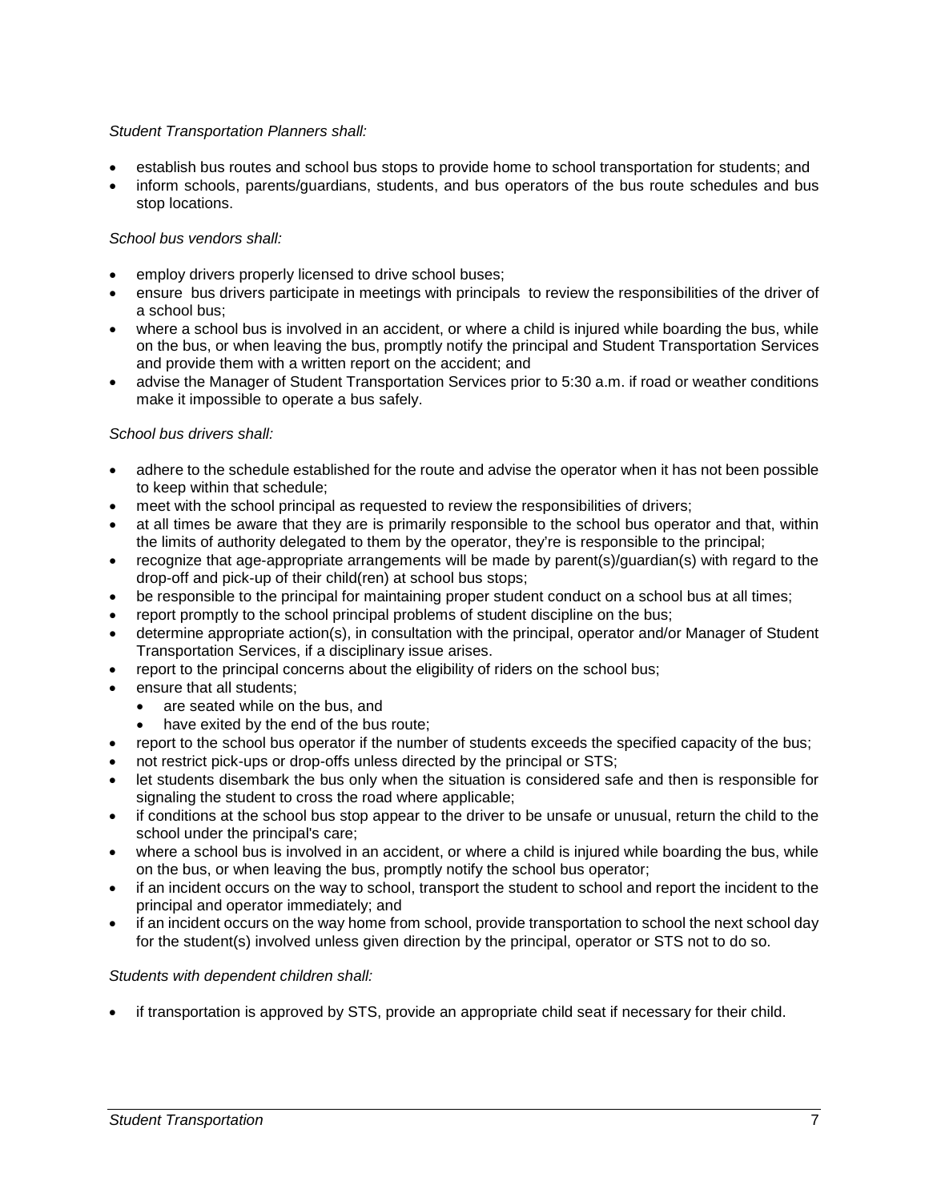*Student Transportation Planners shall:*

- establish bus routes and school bus stops to provide home to school transportation for students; and
- inform schools, parents/guardians, students, and bus operators of the bus route schedules and bus stop locations.

*School bus vendors shall:*

- employ drivers properly licensed to drive school buses;
- ensure bus drivers participate in meetings with principals to review the responsibilities of the driver of a school bus;
- where a school bus is involved in an accident, or where a child is injured while boarding the bus, while on the bus, or when leaving the bus, promptly notify the principal and Student Transportation Services and provide them with a written report on the accident; and
- advise the Manager of Student Transportation Services prior to 5:30 a.m. if road or weather conditions make it impossible to operate a bus safely.

*School bus drivers shall:*

- adhere to the schedule established for the route and advise the operator when it has not been possible to keep within that schedule;
- meet with the school principal as requested to review the responsibilities of drivers;
- at all times be aware that they are is primarily responsible to the school bus operator and that, within the limits of authority delegated to them by the operator, they're is responsible to the principal;
- recognize that age-appropriate arrangements will be made by parent(s)/guardian(s) with regard to the drop-off and pick-up of their child(ren) at school bus stops;
- be responsible to the principal for maintaining proper student conduct on a school bus at all times;
- report promptly to the school principal problems of student discipline on the bus;
- determine appropriate action(s), in consultation with the principal, operator and/or Manager of Student Transportation Services, if a disciplinary issue arises.
- report to the principal concerns about the eligibility of riders on the school bus;
- ensure that all students;
  - are seated while on the bus, and
  - have exited by the end of the bus route;
- report to the school bus operator if the number of students exceeds the specified capacity of the bus;
- not restrict pick-ups or drop-offs unless directed by the principal or STS;
- let students disembark the bus only when the situation is considered safe and then is responsible for signaling the student to cross the road where applicable;
- if conditions at the school bus stop appear to the driver to be unsafe or unusual, return the child to the school under the principal's care;
- where a school bus is involved in an accident, or where a child is injured while boarding the bus, while on the bus, or when leaving the bus, promptly notify the school bus operator;
- if an incident occurs on the way to school, transport the student to school and report the incident to the principal and operator immediately; and
- if an incident occurs on the way home from school, provide transportation to school the next school day for the student(s) involved unless given direction by the principal, operator or STS not to do so.

*Students with dependent children shall:*

- if transportation is approved by STS, provide an appropriate child seat if necessary for their child.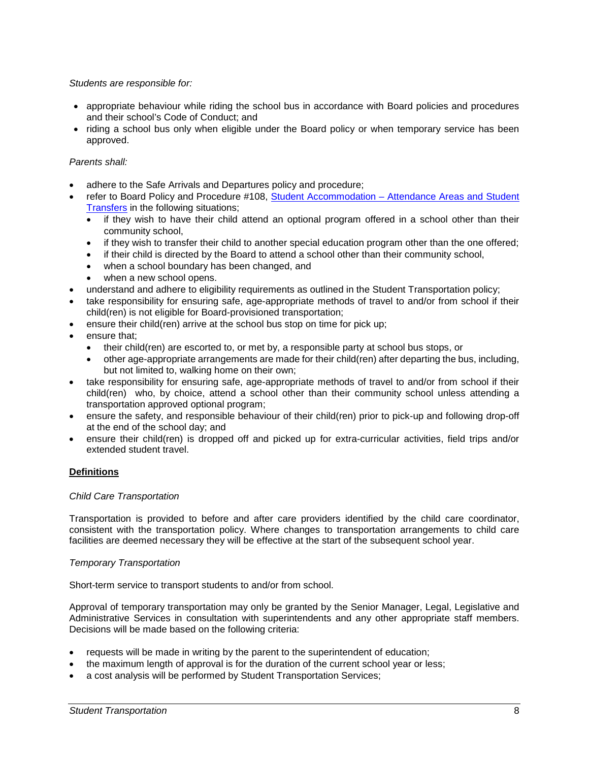*Students are responsible for:*

- appropriate behaviour while riding the school bus in accordance with Board policies and procedures and their school's Code of Conduct; and
- riding a school bus only when eligible under the Board policy or when temporary service has been approved.

*Parents shall:*

- adhere to the Safe Arrivals and Departures policy and procedure;
- refer to Board Policy and Procedure #108, [Student Accommodation – Attendance Areas and Student Transfers]() in the following situations;
  - if they wish to have their child attend an optional program offered in a school other than their community school,
  - if they wish to transfer their child to another special education program other than the one offered;
  - if their child is directed by the Board to attend a school other than their community school,
  - when a school boundary has been changed, and
  - when a new school opens.
- understand and adhere to eligibility requirements as outlined in the Student Transportation policy;
- take responsibility for ensuring safe, age-appropriate methods of travel to and/or from school if their child(ren) is not eligible for Board-provisioned transportation;
- ensure their child(ren) arrive at the school bus stop on time for pick up;
- ensure that;
  - their child(ren) are escorted to, or met by, a responsible party at school bus stops, or
  - other age-appropriate arrangements are made for their child(ren) after departing the bus, including, but not limited to, walking home on their own;
- take responsibility for ensuring safe, age-appropriate methods of travel to and/or from school if their child(ren) who, by choice, attend a school other than their community school unless attending a transportation approved optional program;
- ensure the safety, and responsible behaviour of their child(ren) prior to pick-up and following drop-off at the end of the school day; and
- ensure their child(ren) is dropped off and picked up for extra-curricular activities, field trips and/or extended student travel.

## Definitions

*Child Care Transportation*

Transportation is provided to before and after care providers identified by the child care coordinator, consistent with the transportation policy. Where changes to transportation arrangements to child care facilities are deemed necessary they will be effective at the start of the subsequent school year.

*Temporary Transportation*

Short-term service to transport students to and/or from school.

Approval of temporary transportation may only be granted by the Senior Manager, Legal, Legislative and Administrative Services in consultation with superintendents and any other appropriate staff members. Decisions will be made based on the following criteria:

- requests will be made in writing by the parent to the superintendent of education;
- the maximum length of approval is for the duration of the current school year or less;
- a cost analysis will be performed by Student Transportation Services;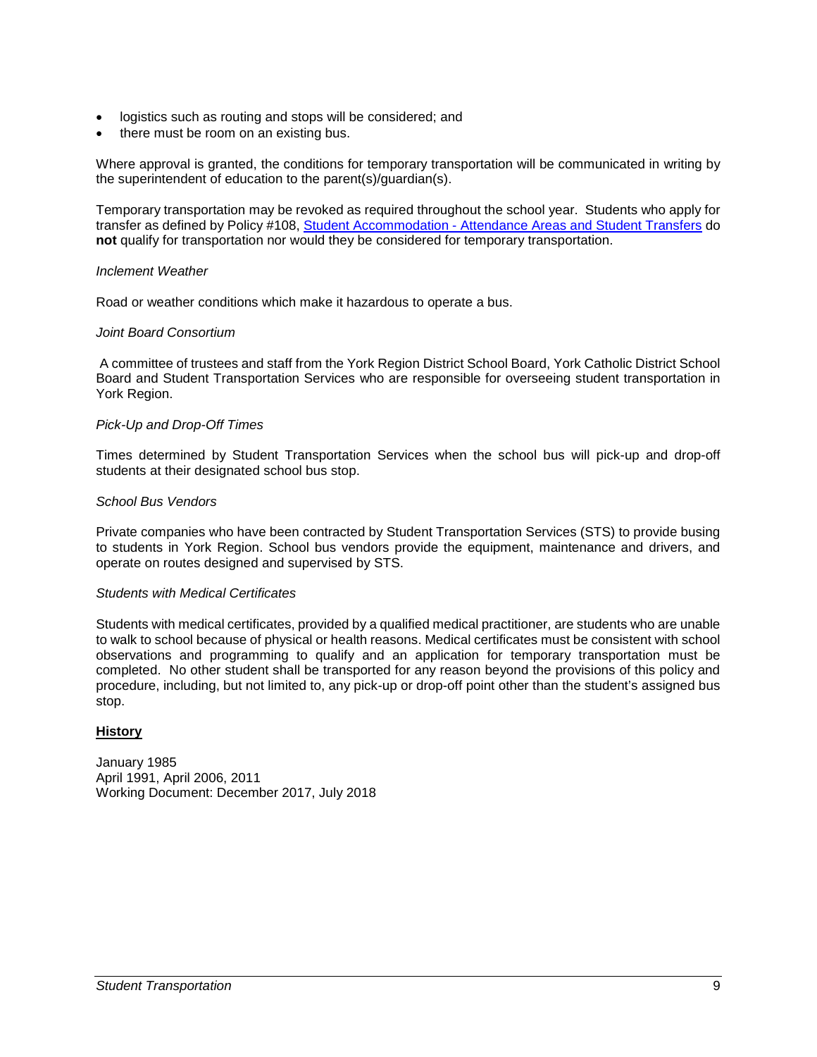- logistics such as routing and stops will be considered; and
- there must be room on an existing bus.

Where approval is granted, the conditions for temporary transportation will be communicated in writing by the superintendent of education to the parent(s)/guardian(s).

Temporary transportation may be revoked as required throughout the school year. Students who apply for transfer as defined by Policy #108, [Student Accommodation - Attendance Areas and Student Transfers]() do **not** qualify for transportation nor would they be considered for temporary transportation.

*Inclement Weather*

Road or weather conditions which make it hazardous to operate a bus.

*Joint Board Consortium*

A committee of trustees and staff from the York Region District School Board, York Catholic District School Board and Student Transportation Services who are responsible for overseeing student transportation in York Region.

*Pick-Up and Drop-Off Times*

Times determined by Student Transportation Services when the school bus will pick-up and drop-off students at their designated school bus stop.

*School Bus Vendors*

Private companies who have been contracted by Student Transportation Services (STS) to provide busing to students in York Region. School bus vendors provide the equipment, maintenance and drivers, and operate on routes designed and supervised by STS.

*Students with Medical Certificates*

Students with medical certificates, provided by a qualified medical practitioner, are students who are unable to walk to school because of physical or health reasons. Medical certificates must be consistent with school observations and programming to qualify and an application for temporary transportation must be completed. No other student shall be transported for any reason beyond the provisions of this policy and procedure, including, but not limited to, any pick-up or drop-off point other than the student's assigned bus stop.

**History**

January 1985
April 1991, April 2006, 2011
Working Document: December 2017, July 2018